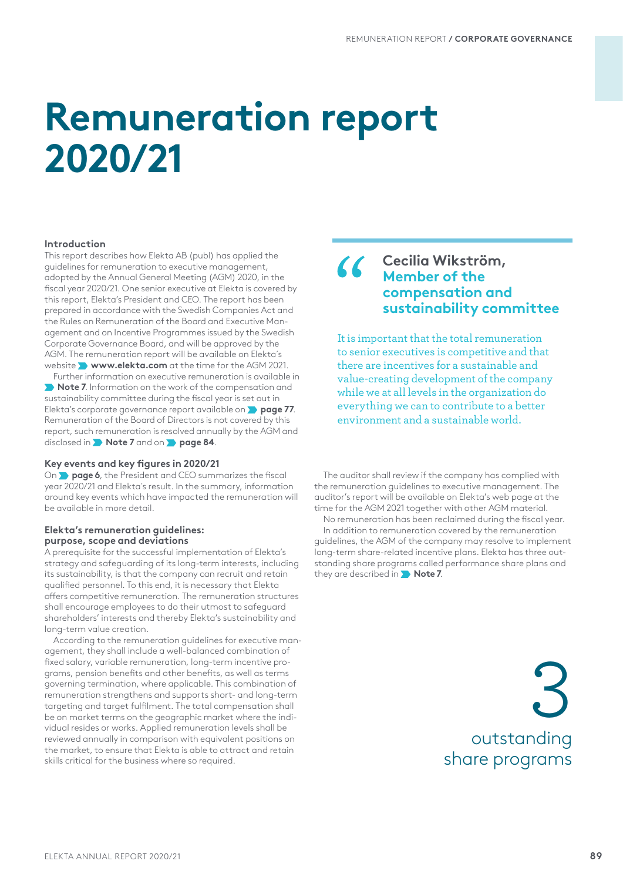# Remuneration report 2020/21

## Introduction

This report describes how Elekta AB (publ) has applied the guidelines for remuneration to executive management, adopted by the Annual General Meeting (AGM) 2020, in the fiscal year 2020/21. One senior executive at Elekta is covered by this report, Elekta's President and CEO. The report has been prepared in accordance with the Swedish Companies Act and the Rules on Remuneration of the Board and Executive Management and on Incentive Programmes issued by the Swedish Corporate Governance Board, and will be approved by the AGM. The remuneration report will be available on Elekta's website **www.elekta.com** at the time for the AGM 2021.

Further information on executive remuneration is available in **Note 7**. Information on the work of the compensation and sustainability committee during the fiscal year is set out in Elekta's corporate governance report available on **page 77**. Remuneration of the Board of Directors is not covered by this report, such remuneration is resolved annually by the AGM and disclosed in **Note 7** and on **page 84**.

## Key events and key figures in 2020/21

On **page 6**, the President and CEO summarizes the fiscal year 2020/21 and Elekta's result. In the summary, information around key events which have impacted the remuneration will be available in more detail.

## Elekta's remuneration guidelines: purpose, scope and deviations

A prerequisite for the successful implementation of Elekta's strategy and safeguarding of its long-term interests, including its sustainability, is that the company can recruit and retain qualified personnel. To this end, it is necessary that Elekta offers competitive remuneration. The remuneration structures shall encourage employees to do their utmost to safeguard shareholders' interests and thereby Elekta's sustainability and long-term value creation.

According to the remuneration guidelines for executive management, they shall include a well-balanced combination of fixed salary, variable remuneration, long-term incentive programs, pension benefits and other benefits, as well as terms governing termination, where applicable. This combination of remuneration strengthens and supports short- and long-term targeting and target fulfilment. The total compensation shall be on market terms on the geographic market where the individual resides or works. Applied remuneration levels shall be reviewed annually in comparison with equivalent positions on the market, to ensure that Elekta is able to attract and retain skills critical for the business where so required.

> **Cecilia Wikström, Member of the compensation and sustainability committee**
>
> It is important that the total remuneration to senior executives is competitive and that there are incentives for a sustainable and value-creating development of the company while we at all levels in the organization do everything we can to contribute to a better environment and a sustainable world.

The auditor shall review if the company has complied with the remuneration guidelines to executive management. The auditor's report will be available on Elekta's web page at the time for the AGM 2021 together with other AGM material.

No remuneration has been reclaimed during the fiscal year.

In addition to remuneration covered by the remuneration guidelines, the AGM of the company may resolve to implement long-term share-related incentive plans. Elekta has three outstanding share programs called performance share plans and they are described in **Note 7**.

**3** outstanding share programs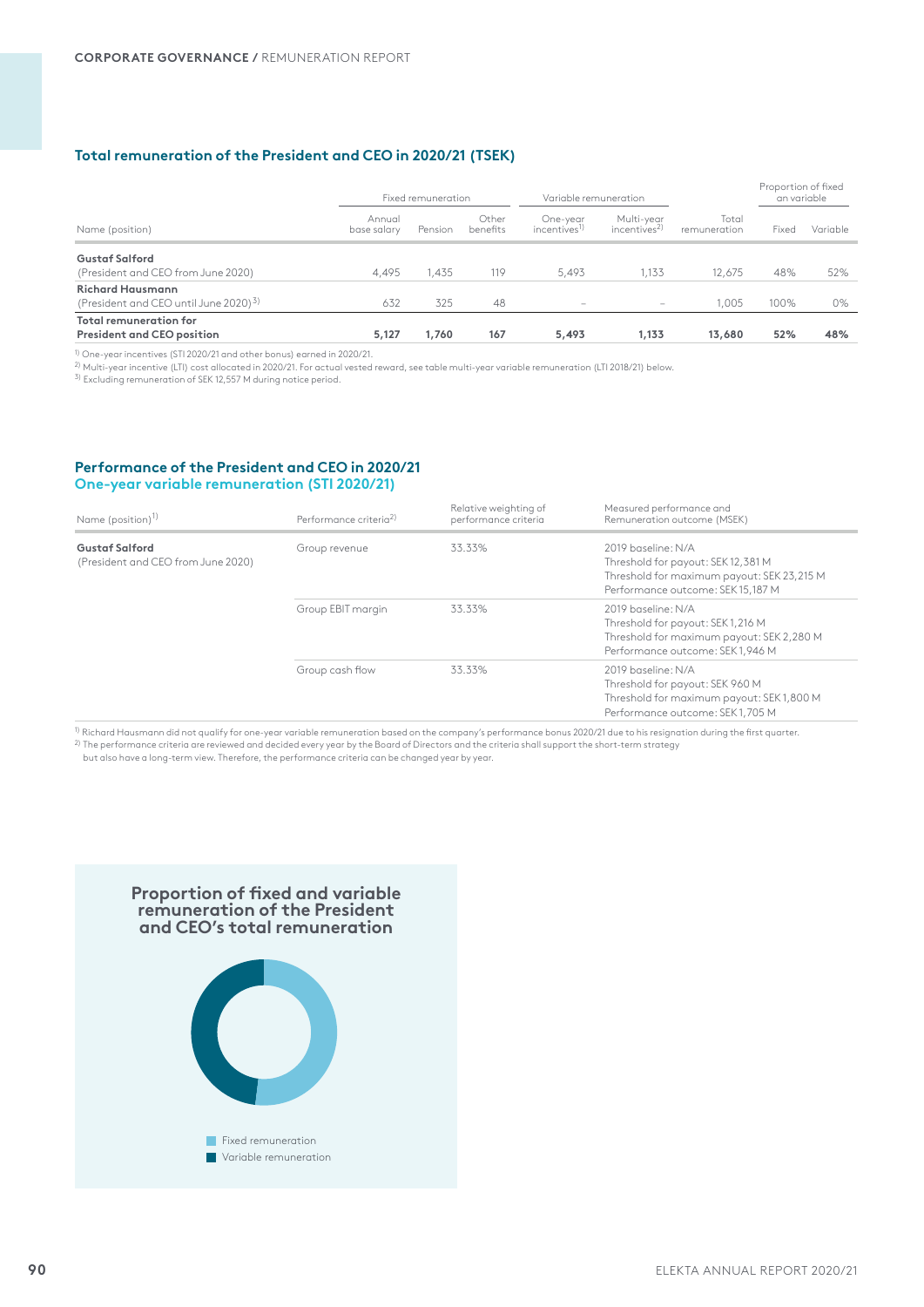### Total remuneration of the President and CEO in 2020/21 (TSEK)

| Name (position) | Fixed remuneration | | | Variable remuneration | | | Proportion of fixed an variable | |
|---|---|---|---|---|---|---|---|---|
| | Annual base salary | Pension | Other benefits | One-year incentives[1] | Multi-year incentives[2] | Total remuneration | Fixed | Variable |
| **Gustaf Salford** (President and CEO from June 2020) | 4,495 | 1,435 | 119 | 5,493 | 1,133 | 12,675 | 48% | 52% |
| **Richard Hausmann** (President and CEO until June 2020)[3] | 632 | 325 | 48 | – | – | 1,005 | 100% | 0% |
| **Total remuneration for President and CEO position** | **5,127** | **1,760** | **167** | **5,493** | **1,133** | **13,680** | **52%** | **48%** |

[1] One-year incentives (STI 2020/21 and other bonus) earned in 2020/21.
[2] Multi-year incentive (LTI) cost allocated in 2020/21. For actual vested reward, see table multi-year variable remuneration (LTI 2018/21) below.
[3] Excluding remuneration of SEK 12,557 M during notice period.

### Performance of the President and CEO in 2020/21
### One-year variable remuneration (STI 2020/21)

| Name (position)[1] | Performance criteria[2] | Relative weighting of performance criteria | Measured performance and Remuneration outcome (MSEK) |
|---|---|---|---|
| **Gustaf Salford** (President and CEO from June 2020) | Group revenue | 33.33% | 2019 baseline: N/A<br>Threshold for payout: SEK 12,381 M<br>Threshold for maximum payout: SEK 23,215 M<br>Performance outcome: SEK 15,187 M |
| | Group EBIT margin | 33.33% | 2019 baseline: N/A<br>Threshold for payout: SEK 1,216 M<br>Threshold for maximum payout: SEK 2,280 M<br>Performance outcome: SEK 1,946 M |
| | Group cash flow | 33.33% | 2019 baseline: N/A<br>Threshold for payout: SEK 960 M<br>Threshold for maximum payout: SEK 1,800 M<br>Performance outcome: SEK 1,705 M |

[1] Richard Hausmann did not qualify for one-year variable remuneration based on the company's performance bonus 2020/21 due to his resignation during the first quarter.
[2] The performance criteria are reviewed and decided every year by the Board of Directors and the criteria shall support the short-term strategy but also have a long-term view. Therefore, the performance criteria can be changed year by year.

**Proportion of fixed and variable remuneration of the President and CEO's total remuneration**

- Fixed remuneration
- Variable remuneration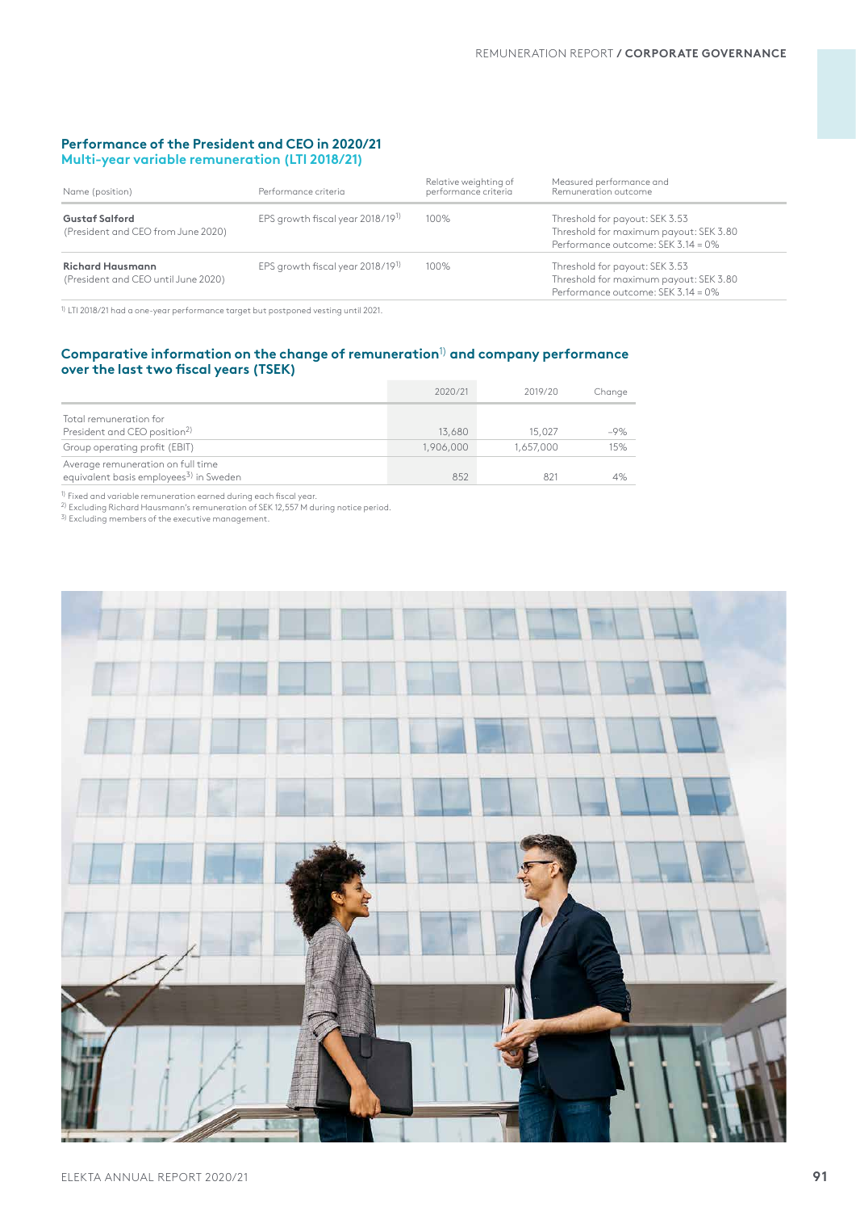## Performance of the President and CEO in 2020/21

### Multi-year variable remuneration (LTI 2018/21)

| Name (position) | Performance criteria | Relative weighting of performance criteria | Measured performance and Remuneration outcome |
|---|---|---|---|
| **Gustaf Salford** (President and CEO from June 2020) | EPS growth fiscal year 2018/19[1] | 100% | Threshold for payout: SEK 3.53 Threshold for maximum payout: SEK 3.80 Performance outcome: SEK 3.14 = 0% |
| **Richard Hausmann** (President and CEO until June 2020) | EPS growth fiscal year 2018/19[1] | 100% | Threshold for payout: SEK 3.53 Threshold for maximum payout: SEK 3.80 Performance outcome: SEK 3.14 = 0% |

[1] LTI 2018/21 had a one-year performance target but postponed vesting until 2021.

## Comparative information on the change of remuneration[1] and company performance over the last two fiscal years (TSEK)

| | 2020/21 | 2019/20 | Change |
|---|---|---|---|
| Total remuneration for President and CEO position[2] | 13,680 | 15,027 | –9% |
| Group operating profit (EBIT) | 1,906,000 | 1,657,000 | 15% |
| Average remuneration on full time equivalent basis employees[3] in Sweden | 852 | 821 | 4% |

[1] Fixed and variable remuneration earned during each fiscal year.
[2] Excluding Richard Hausmann's remuneration of SEK 12,557 M during notice period.
[3] Excluding members of the executive management.